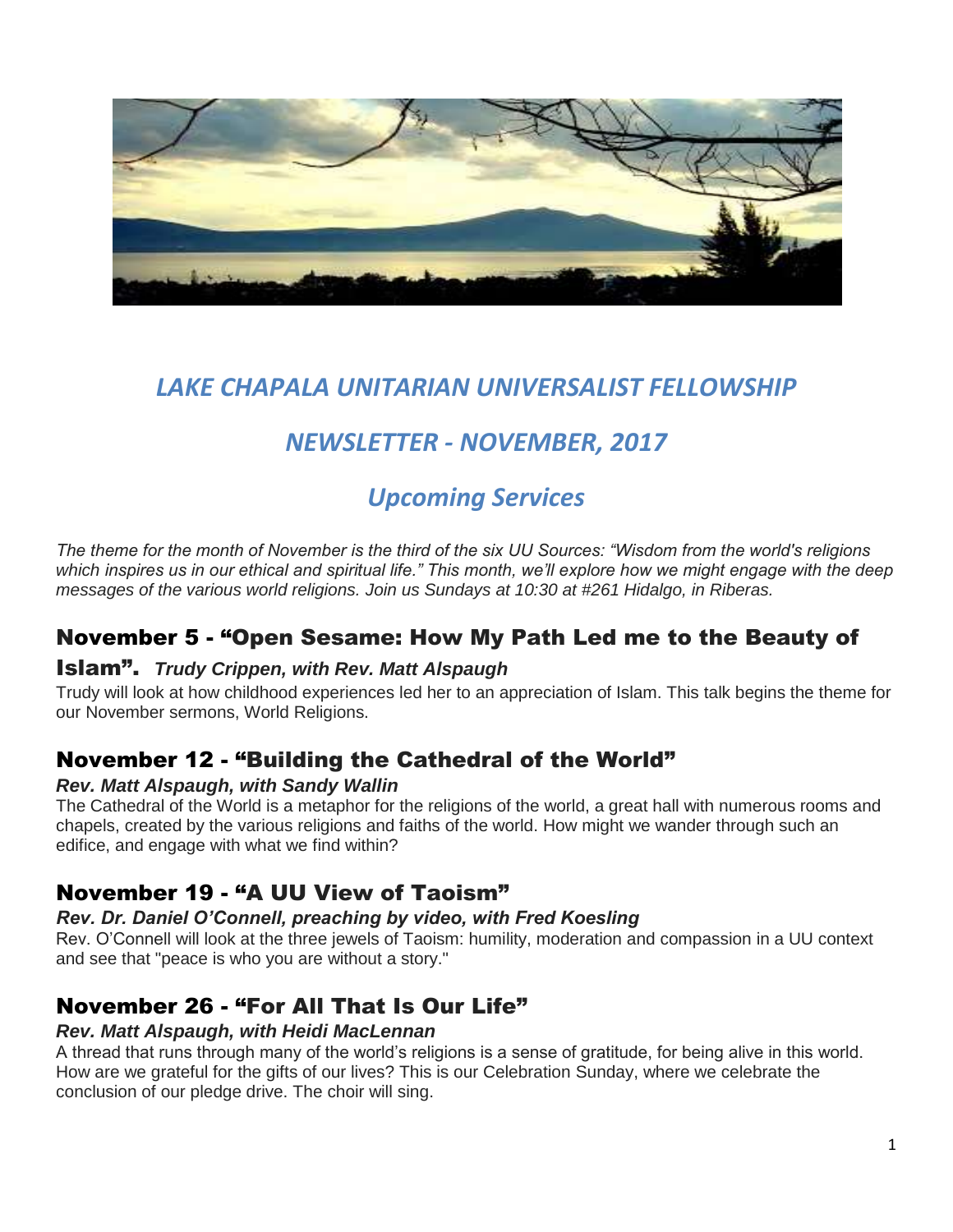# *LAKE CHAPALA UNITARIAN UNIVERSALIST FELLOWSHIP*

## *NEWSLETTER - NOVEMBER, 2017*

## *Upcoming Services*

*The theme for the month of November is the third of the six UU Sources: "Wisdom from the world's religions which inspires us in our ethical and spiritual life." This month, we'll explore how we might engage with the deep messages of the various world religions. Join us Sundays at 10:30 at #261 Hidalgo, in Riberas.*

### November 5 - "Open Sesame: How My Path Led me to the Beauty of Islam". ***Trudy Crippen, with Rev. Matt Alspaugh***

Trudy will look at how childhood experiences led her to an appreciation of Islam. This talk begins the theme for our November sermons, World Religions.

### November 12 - "Building the Cathedral of the World"

***Rev. Matt Alspaugh, with Sandy Wallin***

The Cathedral of the World is a metaphor for the religions of the world, a great hall with numerous rooms and chapels, created by the various religions and faiths of the world. How might we wander through such an edifice, and engage with what we find within?

### November 19 - "A UU View of Taoism"

***Rev. Dr. Daniel O'Connell, preaching by video, with Fred Koesling***

Rev. O'Connell will look at the three jewels of Taoism: humility, moderation and compassion in a UU context and see that "peace is who you are without a story."

### November 26 - "For All That Is Our Life"

***Rev. Matt Alspaugh, with Heidi MacLennan***

A thread that runs through many of the world's religions is a sense of gratitude, for being alive in this world. How are we grateful for the gifts of our lives? This is our Celebration Sunday, where we celebrate the conclusion of our pledge drive. The choir will sing.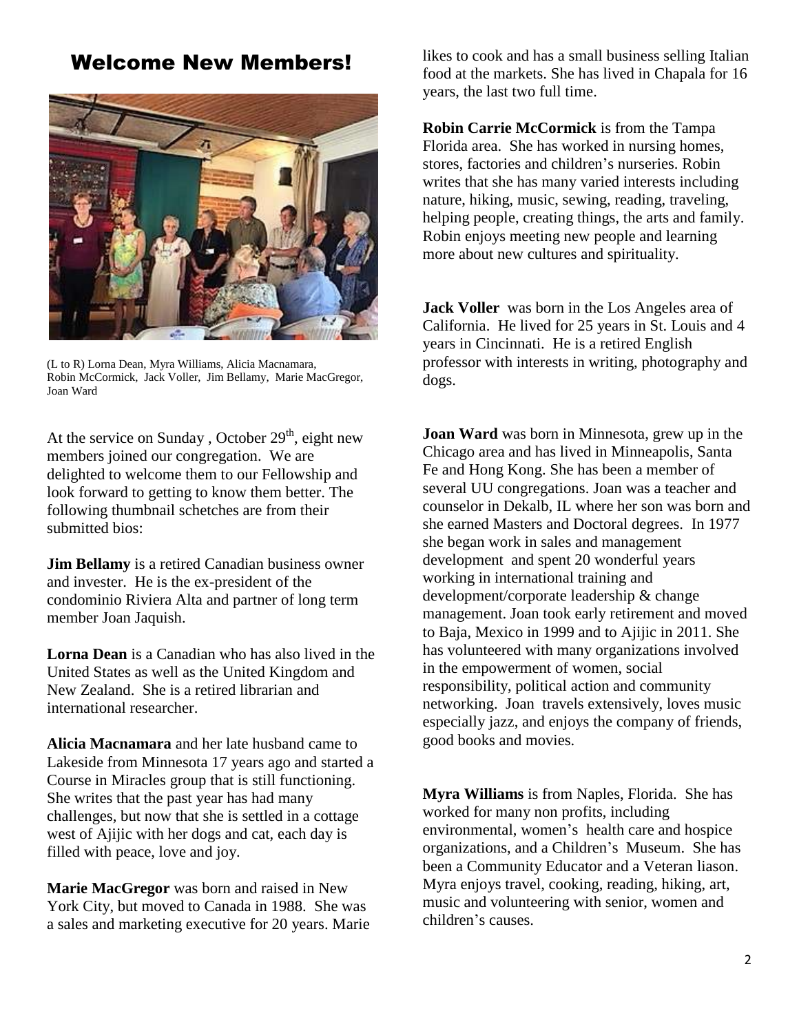# Welcome New Members!

(L to R) Lorna Dean, Myra Williams, Alicia Macnamara, Robin McCormick, Jack Voller, Jim Bellamy, Marie MacGregor, Joan Ward

At the service on Sunday , October 29th, eight new members joined our congregation. We are delighted to welcome them to our Fellowship and look forward to getting to know them better. The following thumbnail schetches are from their submitted bios:

**Jim Bellamy** is a retired Canadian business owner and invester. He is the ex-president of the condominio Riviera Alta and partner of long term member Joan Jaquish.

**Lorna Dean** is a Canadian who has also lived in the United States as well as the United Kingdom and New Zealand. She is a retired librarian and international researcher.

**Alicia Macnamara** and her late husband came to Lakeside from Minnesota 17 years ago and started a Course in Miracles group that is still functioning. She writes that the past year has had many challenges, but now that she is settled in a cottage west of Ajijic with her dogs and cat, each day is filled with peace, love and joy.

**Marie MacGregor** was born and raised in New York City, but moved to Canada in 1988. She was a sales and marketing executive for 20 years. Marie likes to cook and has a small business selling Italian food at the markets. She has lived in Chapala for 16 years, the last two full time.

**Robin Carrie McCormick** is from the Tampa Florida area. She has worked in nursing homes, stores, factories and children's nurseries. Robin writes that she has many varied interests including nature, hiking, music, sewing, reading, traveling, helping people, creating things, the arts and family. Robin enjoys meeting new people and learning more about new cultures and spirituality.

**Jack Voller** was born in the Los Angeles area of California. He lived for 25 years in St. Louis and 4 years in Cincinnati. He is a retired English professor with interests in writing, photography and dogs.

**Joan Ward** was born in Minnesota, grew up in the Chicago area and has lived in Minneapolis, Santa Fe and Hong Kong. She has been a member of several UU congregations. Joan was a teacher and counselor in Dekalb, IL where her son was born and she earned Masters and Doctoral degrees. In 1977 she began work in sales and management development and spent 20 wonderful years working in international training and development/corporate leadership & change management. Joan took early retirement and moved to Baja, Mexico in 1999 and to Ajijic in 2011. She has volunteered with many organizations involved in the empowerment of women, social responsibility, political action and community networking. Joan travels extensively, loves music especially jazz, and enjoys the company of friends, good books and movies.

**Myra Williams** is from Naples, Florida. She has worked for many non profits, including environmental, women's health care and hospice organizations, and a Children's Museum. She has been a Community Educator and a Veteran liason. Myra enjoys travel, cooking, reading, hiking, art, music and volunteering with senior, women and children's causes.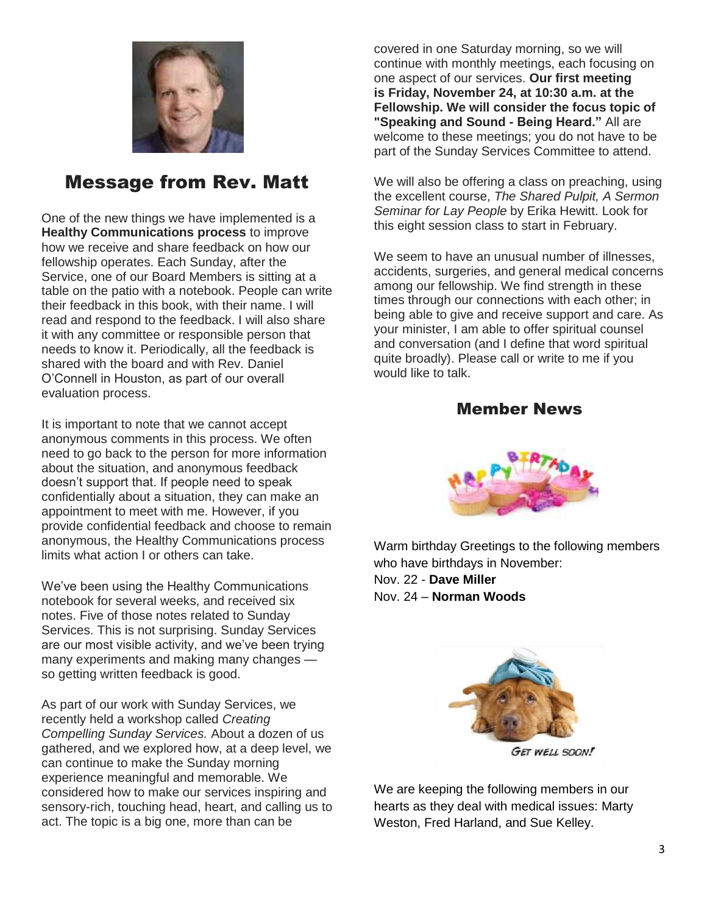## Message from Rev. Matt

One of the new things we have implemented is a **Healthy Communications process** to improve how we receive and share feedback on how our fellowship operates. Each Sunday, after the Service, one of our Board Members is sitting at a table on the patio with a notebook. People can write their feedback in this book, with their name. I will read and respond to the feedback. I will also share it with any committee or responsible person that needs to know it. Periodically, all the feedback is shared with the board and with Rev. Daniel O'Connell in Houston, as part of our overall evaluation process.

It is important to note that we cannot accept anonymous comments in this process. We often need to go back to the person for more information about the situation, and anonymous feedback doesn't support that. If people need to speak confidentially about a situation, they can make an appointment to meet with me. However, if you provide confidential feedback and choose to remain anonymous, the Healthy Communications process limits what action I or others can take.

We've been using the Healthy Communications notebook for several weeks, and received six notes. Five of those notes related to Sunday Services. This is not surprising. Sunday Services are our most visible activity, and we've been trying many experiments and making many changes — so getting written feedback is good.

As part of our work with Sunday Services, we recently held a workshop called *Creating Compelling Sunday Services.* About a dozen of us gathered, and we explored how, at a deep level, we can continue to make the Sunday morning experience meaningful and memorable. We considered how to make our services inspiring and sensory-rich, touching head, heart, and calling us to act. The topic is a big one, more than can be covered in one Saturday morning, so we will continue with monthly meetings, each focusing on one aspect of our services. **Our first meeting is Friday, November 24, at 10:30 a.m. at the Fellowship. We will consider the focus topic of "Speaking and Sound - Being Heard."** All are welcome to these meetings; you do not have to be part of the Sunday Services Committee to attend.

We will also be offering a class on preaching, using the excellent course, *The Shared Pulpit, A Sermon Seminar for Lay People* by Erika Hewitt. Look for this eight session class to start in February.

We seem to have an unusual number of illnesses, accidents, surgeries, and general medical concerns among our fellowship. We find strength in these times through our connections with each other; in being able to give and receive support and care. As your minister, I am able to offer spiritual counsel and conversation (and I define that word spiritual quite broadly). Please call or write to me if you would like to talk.

## Member News

Warm birthday Greetings to the following members who have birthdays in November:
Nov. 22 - **Dave Miller**
Nov. 24 – **Norman Woods**

We are keeping the following members in our hearts as they deal with medical issues: Marty Weston, Fred Harland, and Sue Kelley.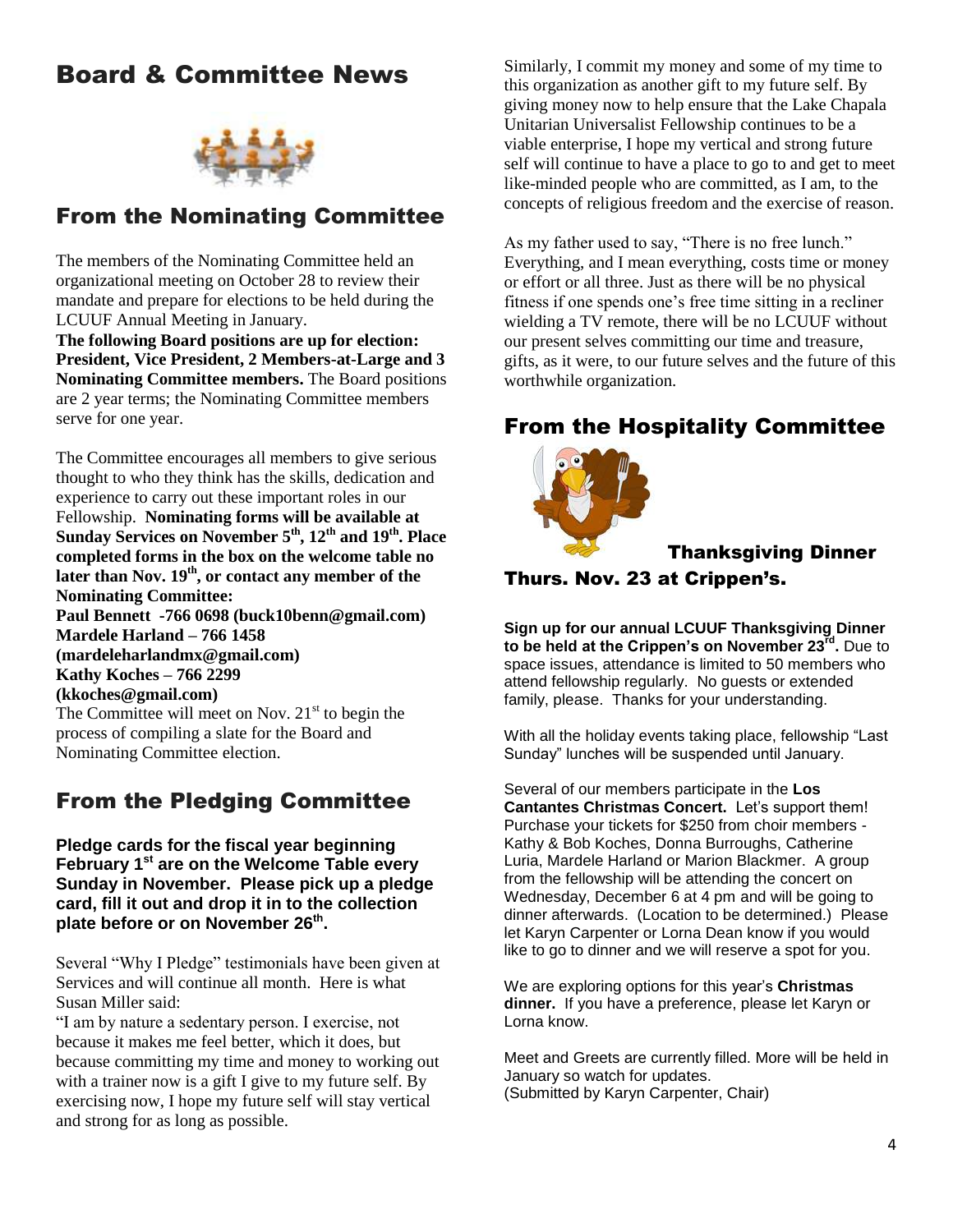# Board & Committee News

## From the Nominating Committee

The members of the Nominating Committee held an organizational meeting on October 28 to review their mandate and prepare for elections to be held during the LCUUF Annual Meeting in January.

**The following Board positions are up for election: President, Vice President, 2 Members-at-Large and 3 Nominating Committee members.** The Board positions are 2 year terms; the Nominating Committee members serve for one year.

The Committee encourages all members to give serious thought to who they think has the skills, dedication and experience to carry out these important roles in our Fellowship. **Nominating forms will be available at Sunday Services on November 5th, 12th and 19th. Place completed forms in the box on the welcome table no later than Nov. 19th, or contact any member of the Nominating Committee:**

**Paul Bennett -766 0698 (buck10benn@gmail.com)**
**Mardele Harland – 766 1458 (mardeleharlandmx@gmail.com)**
**Kathy Koches – 766 2299 (kkoches@gmail.com)**

The Committee will meet on Nov. 21st to begin the process of compiling a slate for the Board and Nominating Committee election.

## From the Pledging Committee

**Pledge cards for the fiscal year beginning February 1st are on the Welcome Table every Sunday in November. Please pick up a pledge card, fill it out and drop it in to the collection plate before or on November 26th.**

Several "Why I Pledge" testimonials have been given at Services and will continue all month. Here is what Susan Miller said:

"I am by nature a sedentary person. I exercise, not because it makes me feel better, which it does, but because committing my time and money to working out with a trainer now is a gift I give to my future self. By exercising now, I hope my future self will stay vertical and strong for as long as possible.

Similarly, I commit my money and some of my time to this organization as another gift to my future self. By giving money now to help ensure that the Lake Chapala Unitarian Universalist Fellowship continues to be a viable enterprise, I hope my vertical and strong future self will continue to have a place to go to and get to meet like-minded people who are committed, as I am, to the concepts of religious freedom and the exercise of reason.

As my father used to say, "There is no free lunch." Everything, and I mean everything, costs time or money or effort or all three. Just as there will be no physical fitness if one spends one's free time sitting in a recliner wielding a TV remote, there will be no LCUUF without our present selves committing our time and treasure, gifts, as it were, to our future selves and the future of this worthwhile organization.

## From the Hospitality Committee

**Thanksgiving Dinner Thurs. Nov. 23 at Crippen's.**

**Sign up for our annual LCUUF Thanksgiving Dinner to be held at the Crippen's on November 23rd.** Due to space issues, attendance is limited to 50 members who attend fellowship regularly. No guests or extended family, please. Thanks for your understanding.

With all the holiday events taking place, fellowship "Last Sunday" lunches will be suspended until January.

Several of our members participate in the **Los Cantantes Christmas Concert.** Let's support them! Purchase your tickets for $250 from choir members - Kathy & Bob Koches, Donna Burroughs, Catherine Luria, Mardele Harland or Marion Blackmer. A group from the fellowship will be attending the concert on Wednesday, December 6 at 4 pm and will be going to dinner afterwards. (Location to be determined.) Please let Karyn Carpenter or Lorna Dean know if you would like to go to dinner and we will reserve a spot for you.

We are exploring options for this year's **Christmas dinner.** If you have a preference, please let Karyn or Lorna know.

Meet and Greets are currently filled. More will be held in January so watch for updates.
(Submitted by Karyn Carpenter, Chair)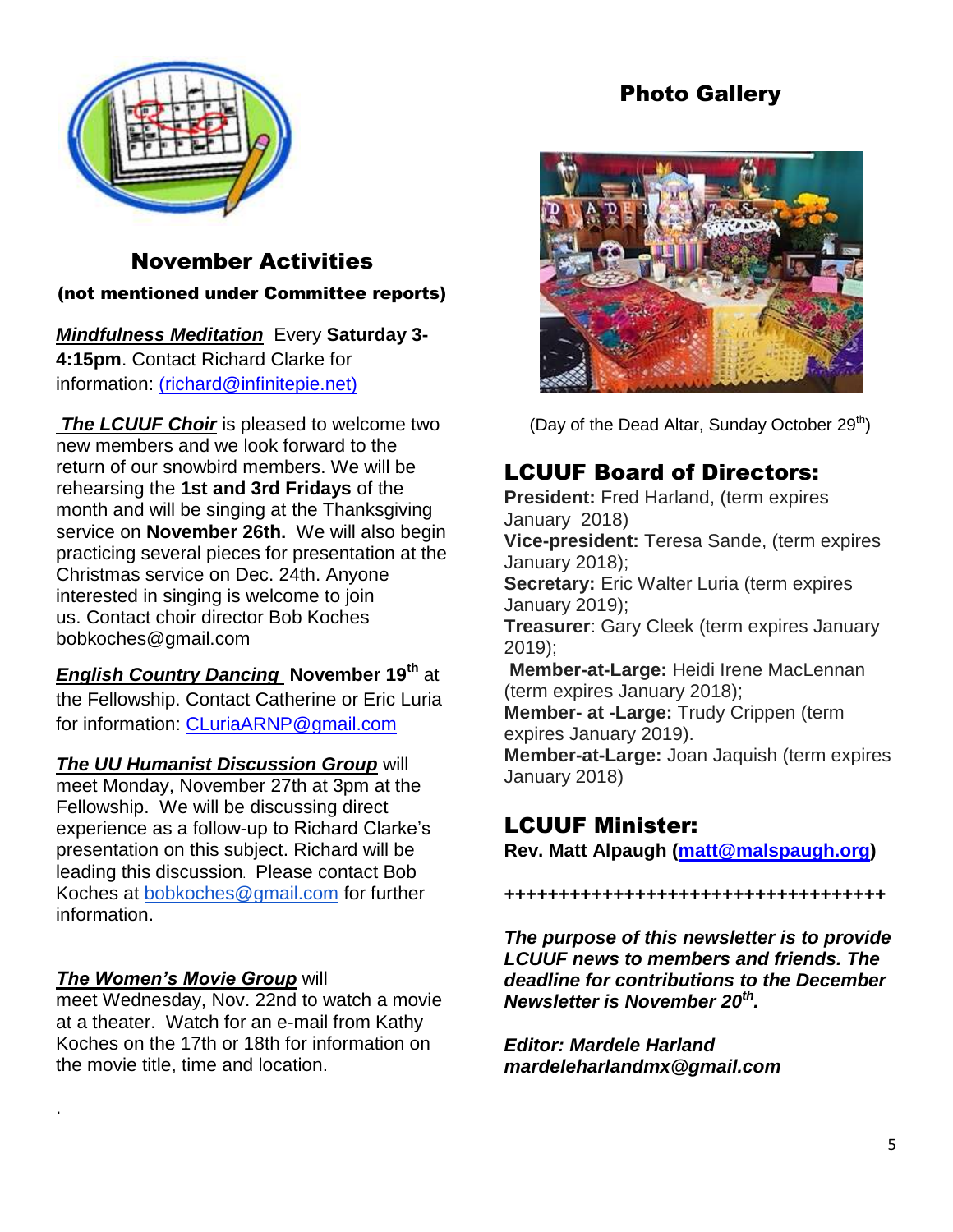## November Activities

**(not mentioned under Committee reports)**

***Mindfulness Meditation*** Every **Saturday 3-4:15pm**. Contact Richard Clarke for information: (richard@infinitepie.net)

***The LCUUF Choir*** is pleased to welcome two new members and we look forward to the return of our snowbird members. We will be rehearsing the **1st and 3rd Fridays** of the month and will be singing at the Thanksgiving service on **November 26th.** We will also begin practicing several pieces for presentation at the Christmas service on Dec. 24th. Anyone interested in singing is welcome to join us. Contact choir director Bob Koches bobkoches@gmail.com

***English Country Dancing*** **November 19th** at the Fellowship. Contact Catherine or Eric Luria for information: CLuriaARNP@gmail.com

***The UU Humanist Discussion Group*** will meet Monday, November 27th at 3pm at the Fellowship. We will be discussing direct experience as a follow-up to Richard Clarke's presentation on this subject. Richard will be leading this discussion. Please contact Bob Koches at bobkoches@gmail.com for further information.

***The Women's Movie Group*** will meet Wednesday, Nov. 22nd to watch a movie at a theater. Watch for an e-mail from Kathy Koches on the 17th or 18th for information on the movie title, time and location.

## Photo Gallery

(Day of the Dead Altar, Sunday October 29th)

## LCUUF Board of Directors:

**President:** Fred Harland, (term expires January 2018)
**Vice-president:** Teresa Sande, (term expires January 2018);
**Secretary:** Eric Walter Luria (term expires January 2019);
**Treasurer**: Gary Cleek (term expires January 2019);
**Member-at-Large:** Heidi Irene MacLennan (term expires January 2018);
**Member- at -Large:** Trudy Crippen (term expires January 2019).
**Member-at-Large:** Joan Jaquish (term expires January 2018)

## LCUUF Minister:

**Rev. Matt Alpaugh (matt@malspaugh.org)**

**++++++++++++++++++++++++++++++++++++**

***The purpose of this newsletter is to provide LCUUF news to members and friends. The deadline for contributions to the December Newsletter is November 20th.***

***Editor: Mardele Harland***
***mardeleharlandmx@gmail.com***